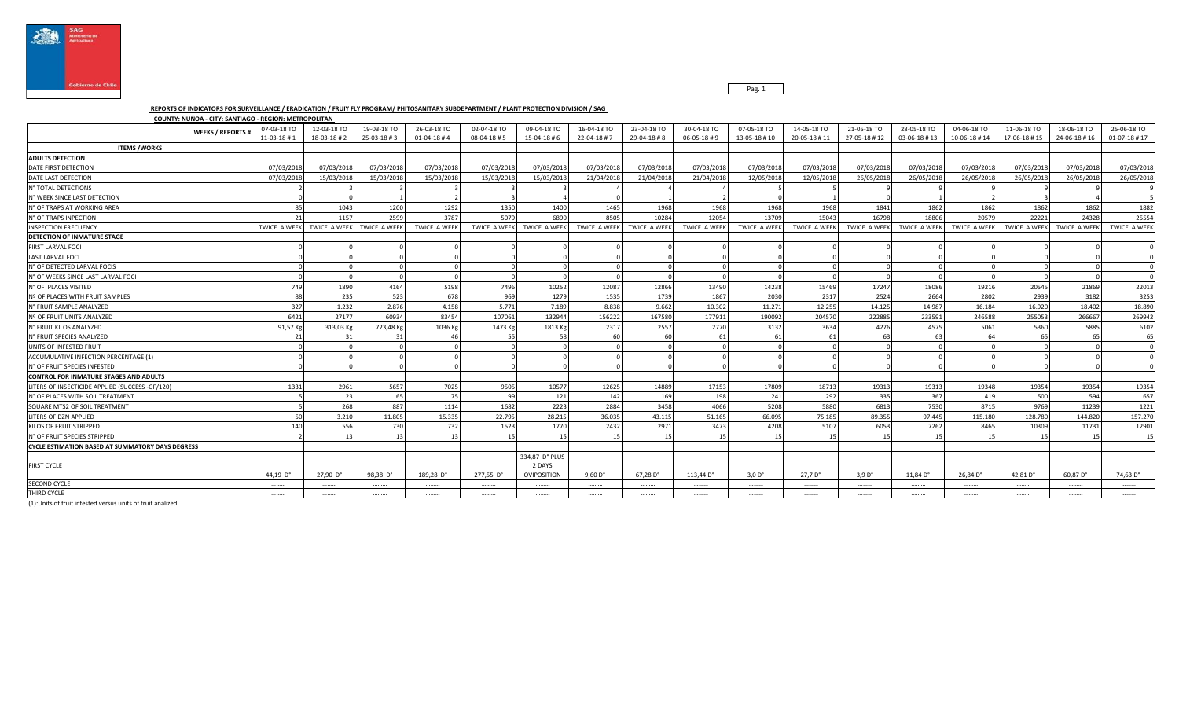**REPORTS OF INDICATORS FOR SURVEILLANCE / ERADICATION / FRUIY FLY PROGRAM/ PHITOSANITARY SUBDEPARTMENT / PLANT PROTECTION DIVISION / SAG**

**COUNTY: ÑUÑOA - CITY: SANTIAGO - REGION: METROPOLITAN**

| WEEKS / REPORTS # | 07-03-18 TO 11-03-18 # 1 | 12-03-18 TO 18-03-18 # 2 | 19-03-18 TO 25-03-18 # 3 | 26-03-18 TO 01-04-18 # 4 | 02-04-18 TO 08-04-18 # 5 | 09-04-18 TO 15-04-18 # 6 | 16-04-18 TO 22-04-18 # 7 | 23-04-18 TO 29-04-18 # 8 | 30-04-18 TO 06-05-18 # 9 | 07-05-18 TO 13-05-18 # 10 | 14-05-18 TO 20-05-18 # 11 | 21-05-18 TO 27-05-18 # 12 | 28-05-18 TO 03-06-18 # 13 | 04-06-18 TO 10-06-18 # 14 | 11-06-18 TO 17-06-18 # 15 | 18-06-18 TO 24-06-18 # 16 | 25-06-18 TO 01-07-18 # 17 |
|---|---|---|---|---|---|---|---|---|---|---|---|---|---|---|---|---|---|
| **ITEMS /WORKS** | | | | | | | | | | | | | | | | | |
| **ADULTS DETECTION** | | | | | | | | | | | | | | | | | |
| DATE FIRST DETECTION | 07/03/2018 | 07/03/2018 | 07/03/2018 | 07/03/2018 | 07/03/2018 | 07/03/2018 | 07/03/2018 | 07/03/2018 | 07/03/2018 | 07/03/2018 | 07/03/2018 | 07/03/2018 | 07/03/2018 | 07/03/2018 | 07/03/2018 | 07/03/2018 | 07/03/2018 |
| DATE LAST DETECTION | 07/03/2018 | 15/03/2018 | 15/03/2018 | 15/03/2018 | 15/03/2018 | 15/03/2018 | 21/04/2018 | 21/04/2018 | 21/04/2018 | 12/05/2018 | 12/05/2018 | 26/05/2018 | 26/05/2018 | 26/05/2018 | 26/05/2018 | 26/05/2018 | 26/05/2018 |
| N° TOTAL DETECTIONS | 2 | 3 | 3 | 3 | 3 | 3 | 4 | 4 | 4 | 5 | 5 | 9 | 9 | 9 | 9 | 9 | 9 |
| N° WEEK SINCE LAST DETECTION | 0 | 0 | 1 | 2 | 3 | 4 | 0 | 1 | 2 | 0 | 1 | 0 | 1 | 2 | 3 | 4 | 5 |
| N° OF TRAPS AT WORKING AREA | 85 | 1043 | 1200 | 1292 | 1350 | 1400 | 1465 | 1968 | 1968 | 1968 | 1968 | 1841 | 1862 | 1862 | 1862 | 1862 | 1882 |
| N° OF TRAPS INPECTION | 21 | 1157 | 2599 | 3787 | 5079 | 6890 | 8505 | 10284 | 12054 | 13709 | 15043 | 16798 | 18806 | 20579 | 22221 | 24328 | 25554 |
| INSPECTION FRECUENCY | TWICE A WEEK | TWICE A WEEK | TWICE A WEEK | TWICE A WEEK | TWICE A WEEK | TWICE A WEEK | TWICE A WEEK | TWICE A WEEK | TWICE A WEEK | TWICE A WEEK | TWICE A WEEK | TWICE A WEEK | TWICE A WEEK | TWICE A WEEK | TWICE A WEEK | TWICE A WEEK | TWICE A WEEK |
| **DETECTION OF INMATURE STAGE** | | | | | | | | | | | | | | | | | |
| FIRST LARVAL FOCI | 0 | 0 | 0 | 0 | 0 | 0 | 0 | 0 | 0 | 0 | 0 | 0 | 0 | 0 | 0 | 0 | 0 |
| LAST LARVAL FOCI | 0 | 0 | 0 | 0 | 0 | 0 | 0 | 0 | 0 | 0 | 0 | 0 | 0 | 0 | 0 | 0 | 0 |
| N° OF DETECTED LARVAL FOCIS | 0 | 0 | 0 | 0 | 0 | 0 | 0 | 0 | 0 | 0 | 0 | 0 | 0 | 0 | 0 | 0 | 0 |
| N° OF WEEKS SINCE LAST LARVAL FOCI | 0 | 0 | 0 | 0 | 0 | 0 | 0 | 0 | 0 | 0 | 0 | 0 | 0 | 0 | 0 | 0 | 0 |
| N° OF PLACES VISITED | 749 | 1890 | 4164 | 5198 | 7496 | 10252 | 12087 | 12866 | 13490 | 14238 | 15469 | 17247 | 18086 | 19216 | 20545 | 21869 | 22013 |
| Nº OF PLACES WITH FRUIT SAMPLES | 88 | 235 | 523 | 678 | 969 | 1279 | 1535 | 1739 | 1867 | 2030 | 2317 | 2524 | 2664 | 2802 | 2939 | 3182 | 3253 |
| N° FRUIT SAMPLE ANALYZED | 327 | 1.232 | 2.876 | 4.158 | 5.771 | 7.189 | 8.838 | 9.662 | 10.302 | 11.271 | 12.255 | 14.125 | 14.987 | 16.184 | 16.920 | 18.402 | 18.890 |
| Nº OF FRUIT UNITS ANALYZED | 6421 | 27177 | 60934 | 83454 | 107061 | 132944 | 156222 | 167580 | 177911 | 190092 | 204570 | 222885 | 233591 | 246588 | 255053 | 266667 | 269942 |
| N° FRUIT KILOS ANALYZED | 91,57 Kg | 313,03 Kg | 723,48 Kg | 1036 Kg | 1473 Kg | 1813 Kg | 2317 | 2557 | 2770 | 3132 | 3634 | 4276 | 4575 | 5061 | 5360 | 5885 | 6102 |
| N° FRUIT SPECIES ANALYZED | 21 | 31 | 31 | 46 | 55 | 58 | 60 | 60 | 61 | 61 | 61 | 63 | 63 | 64 | 65 | 65 | 65 |
| UNITS OF INFESTED FRUIT | 0 | 0 | 0 | 0 | 0 | 0 | 0 | 0 | 0 | 0 | 0 | 0 | 0 | 0 | 0 | 0 | 0 |
| ACCUMULATIVE INFECTION PERCENTAGE (1) | 0 | 0 | 0 | 0 | 0 | 0 | 0 | 0 | 0 | 0 | 0 | 0 | 0 | 0 | 0 | 0 | 0 |
| N° OF FRUIT SPECIES INFESTED | 0 | 0 | 0 | 0 | 0 | 0 | 0 | 0 | 0 | 0 | 0 | 0 | 0 | 0 | 0 | 0 | 0 |
| **CONTROL FOR INMATURE STAGES AND ADULTS** | | | | | | | | | | | | | | | | | |
| LITERS OF INSECTICIDE APPLIED (SUCCESS -GF/120) | 1331 | 2961 | 5657 | 7025 | 9505 | 10577 | 12625 | 14889 | 17153 | 17809 | 18713 | 19313 | 19313 | 19348 | 19354 | 19354 | 19354 |
| N° OF PLACES WITH SOIL TREATMENT | 5 | 23 | 65 | 75 | 99 | 121 | 142 | 169 | 198 | 241 | 292 | 335 | 367 | 419 | 500 | 594 | 657 |
| SQUARE MTS2 OF SOIL TREATMENT | 28 | 268 | 887 | 1114 | 1682 | 2223 | 2884 | 3458 | 4066 | 5208 | 5880 | 6813 | 7530 | 8715 | 9769 | 11239 | 1221 |
| LITERS OF DZN APPLIED | 50 | 3.210 | 11.805 | 15.335 | 22.795 | 28.215 | 36.035 | 43.115 | 51.165 | 66.095 | 75.185 | 89.355 | 97.445 | 115.180 | 128.780 | 144.820 | 157.270 |
| KILOS OF FRUIT STRIPPED | 140 | 556 | 730 | 732 | 1523 | 1770 | 2432 | 2971 | 3473 | 4208 | 5107 | 6053 | 7262 | 8465 | 10309 | 11731 | 12901 |
| N° OF FRUIT SPECIES STRIPPED | 2 | 13 | 13 | 13 | 15 | 15 | 15 | 15 | 15 | 15 | 15 | 15 | 15 | 15 | 15 | 15 | 15 |
| **CYCLE ESTIMATION BASED AT SUMMATORY DAYS DEGRESS** | | | | | | | | | | | | | | | | | |
| FIRST CYCLE | 44,19 D° | 27,90 D° | 98,38 D° | 189,28 D° | 277,55 D° | 334,87 D° PLUS 2 DAYS OVIPOSITION | 9,60 D° | 67,28 D° | 113,44 D° | 3,0 D° | 27,7 D° | 3,9 D° | 11,84 D° | 26,84 D° | 42,81 D° | 60,87 D° | 74,63 D° |
| SECOND CYCLE | ……… | ……… | ……… | ……… | ……… | ……… | ……… | ……… | ……… | ……… | ……… | ……… | ……… | ……… | ……… | ……… | ……… |
| THIRD CYCLE | ……… | ……… | ……… | ……… | ……… | ……… | ……… | ……… | ……… | ……… | ……… | ……… | ……… | ……… | ……… | ……… | ……… |

(1):Units of fruit infested versus units of fruit analized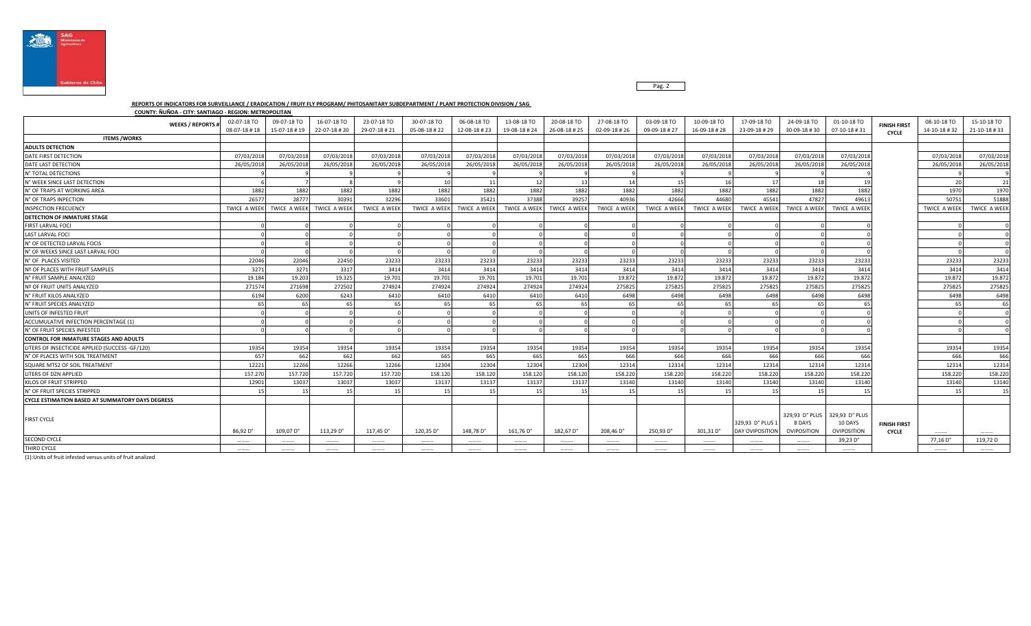**REPORTS OF INDICATORS FOR SURVEILLANCE / ERADICATION / FRUIY FLY PROGRAM/ PHITOSANITARY SUBDEPARTMENT / PLANT PROTECTION DIVISION / SAG**

**COUNTY: ÑUÑOA - CITY: SANTIAGO - REGION: METROPOLITAN**

| WEEKS / REPORTS # | 02-07-18 TO 08-07-18 # 18 | 09-07-18 TO 15-07-18 # 19 | 16-07-18 TO 22-07-18 # 20 | 23-07-18 TO 29-07-18 # 21 | 30-07-18 TO 05-08-18 # 22 | 06-08-18 TO 12-08-18 # 23 | 13-08-18 TO 19-08-18 # 24 | 20-08-18 TO 26-08-18 # 25 | 27-08-18 TO 02-09-18 # 26 | 03-09-18 TO 09-09-18 # 27 | 10-09-18 TO 16-09-18 # 28 | 17-09-18 TO 23-09-18 # 29 | 24-09-18 TO 30-09-18 # 30 | 01-10-18 TO 07-10-18 # 31 | FINISH FIRST CYCLE | 08-10-18 TO 14-10-18 # 32 | 15-10-18 TO 21-10-18 # 33 |
|---|---|---|---|---|---|---|---|---|---|---|---|---|---|---|---|---|---|
| **ITEMS /WORKS** | | | | | | | | | | | | | | | | | |
| **ADULTS DETECTION** | | | | | | | | | | | | | | | | | |
| DATE FIRST DETECTION | 07/03/2018 | 07/03/2018 | 07/03/2018 | 07/03/2018 | 07/03/2018 | 07/03/2018 | 07/03/2018 | 07/03/2018 | 07/03/2018 | 07/03/2018 | 07/03/2018 | 07/03/2018 | 07/03/2018 | 07/03/2018 | | 07/03/2018 | 07/03/2018 |
| DATE LAST DETECTION | 26/05/2018 | 26/05/2018 | 26/05/2018 | 26/05/2018 | 26/05/2018 | 26/05/2018 | 26/05/2018 | 26/05/2018 | 26/05/2018 | 26/05/2018 | 26/05/2018 | 26/05/2018 | 26/05/2018 | 26/05/2018 | | 26/05/2018 | 26/05/2018 |
| N° TOTAL DETECTIONS | 9 | 9 | 9 | 9 | 9 | 9 | 9 | 9 | 9 | 9 | 9 | 9 | 9 | 9 | | 9 | 9 |
| N° WEEK SINCE LAST DETECTION | 6 | 7 | 8 | 9 | 10 | 11 | 12 | 13 | 14 | 15 | 16 | 17 | 18 | 19 | | 20 | 21 |
| N° OF TRAPS AT WORKING AREA | 1882 | 1882 | 1882 | 1882 | 1882 | 1882 | 1882 | 1882 | 1882 | 1882 | 1882 | 1882 | 1882 | 1882 | | 1970 | 1970 |
| N° OF TRAPS INPECTION | 26577 | 28777 | 30391 | 32296 | 33601 | 35421 | 37388 | 39257 | 40936 | 42666 | 44680 | 45541 | 47827 | 49613 | | 50751 | 51888 |
| INSPECTION FRECUENCY | TWICE A WEEK | TWICE A WEEK | TWICE A WEEK | TWICE A WEEK | TWICE A WEEK | TWICE A WEEK | TWICE A WEEK | TWICE A WEEK | TWICE A WEEK | TWICE A WEEK | TWICE A WEEK | TWICE A WEEK | TWICE A WEEK | TWICE A WEEK | | TWICE A WEEK | TWICE A WEEK |
| **DETECTION OF INMATURE STAGE** | | | | | | | | | | | | | | | | | |
| FIRST LARVAL FOCI | 0 | 0 | 0 | 0 | 0 | 0 | 0 | 0 | 0 | 0 | 0 | 0 | 0 | 0 | | 0 | 0 |
| LAST LARVAL FOCI | 0 | 0 | 0 | 0 | 0 | 0 | 0 | 0 | 0 | 0 | 0 | 0 | 0 | 0 | | 0 | 0 |
| N° OF DETECTED LARVAL FOCIS | 0 | 0 | 0 | 0 | 0 | 0 | 0 | 0 | 0 | 0 | 0 | 0 | 0 | 0 | | 0 | 0 |
| N° OF WEEKS SINCE LAST LARVAL FOCI | 0 | 0 | 0 | 0 | 0 | 0 | 0 | 0 | 0 | 0 | 0 | 0 | 0 | 0 | | 0 | 0 |
| N° OF PLACES VISITED | 22046 | 22046 | 22450 | 23233 | 23233 | 23233 | 23233 | 23233 | 23233 | 23233 | 23233 | 23233 | 23233 | 23233 | | 23233 | 23233 |
| Nº OF PLACES WITH FRUIT SAMPLES | 3271 | 3271 | 3317 | 3414 | 3414 | 3414 | 3414 | 3414 | 3414 | 3414 | 3414 | 3414 | 3414 | 3414 | | 3414 | 3414 |
| N° FRUIT SAMPLE ANALYZED | 19.184 | 19.203 | 19.325 | 19.701 | 19.701 | 19.701 | 19.701 | 19.701 | 19.872 | 19.872 | 19.872 | 19.872 | 19.872 | 19.872 | | 19.872 | 19.872 |
| Nº OF FRUIT UNITS ANALYZED | 271574 | 271698 | 272502 | 274924 | 274924 | 274924 | 274924 | 274924 | 275825 | 275825 | 275825 | 275825 | 275825 | 275825 | | 275825 | 275825 |
| N° FRUIT KILOS ANALYZED | 6194 | 6200 | 6243 | 6410 | 6410 | 6410 | 6410 | 6410 | 6498 | 6498 | 6498 | 6498 | 6498 | 6498 | | 6498 | 6498 |
| N° FRUIT SPECIES ANALYZED | 65 | 65 | 65 | 65 | 65 | 65 | 65 | 65 | 65 | 65 | 65 | 65 | 65 | 65 | | 65 | 65 |
| UNITS OF INFESTED FRUIT | 0 | 0 | 0 | 0 | 0 | 0 | 0 | 0 | 0 | 0 | 0 | 0 | 0 | 0 | | 0 | 0 |
| ACCUMULATIVE INFECTION PERCENTAGE (1) | 0 | 0 | 0 | 0 | 0 | 0 | 0 | 0 | 0 | 0 | 0 | 0 | 0 | 0 | | 0 | 0 |
| N° OF FRUIT SPECIES INFESTED | 0 | 0 | 0 | 0 | 0 | 0 | 0 | 0 | 0 | 0 | 0 | 0 | 0 | 0 | | 0 | 0 |
| **CONTROL FOR INMATURE STAGES AND ADULTS** | | | | | | | | | | | | | | | | | |
| LITERS OF INSECTICIDE APPLIED (SUCCESS -GF/120) | 19354 | 19354 | 19354 | 19354 | 19354 | 19354 | 19354 | 19354 | 19354 | 19354 | 19354 | 19354 | 19354 | 19354 | | 19354 | 19354 |
| N° OF PLACES WITH SOIL TREATMENT | 657 | 662 | 662 | 662 | 665 | 665 | 665 | 665 | 666 | 666 | 666 | 666 | 666 | 666 | | 666 | 666 |
| SQUARE MTS2 OF SOIL TREATMENT | 12221 | 12266 | 12266 | 12266 | 12304 | 12304 | 12304 | 12304 | 12314 | 12314 | 12314 | 12314 | 12314 | 12314 | | 12314 | 12314 |
| LITERS OF DZN APPLIED | 157.270 | 157.720 | 157.720 | 157.720 | 158.120 | 158.120 | 158.120 | 158.120 | 158.220 | 158.220 | 158.220 | 158.220 | 158.220 | 158.220 | | 158.220 | 158.220 |
| KILOS OF FRUIT STRIPPED | 12901 | 13037 | 13037 | 13037 | 13137 | 13137 | 13137 | 13137 | 13140 | 13140 | 13140 | 13140 | 13140 | 13140 | | 13140 | 13140 |
| N° OF FRUIT SPECIES STRIPPED | 15 | 15 | 15 | 15 | 15 | 15 | 15 | 15 | 15 | 15 | 15 | 15 | 15 | 15 | | 15 | 15 |
| **CYCLE ESTIMATION BASED AT SUMMATORY DAYS DEGRESS** | | | | | | | | | | | | | | | | | |
| FIRST CYCLE | 86,92 D° | 109,07 D° | 113,29 D° | 117,45 D° | 120,35 D° | 148,78 D° | 161,76 D° | 182,67 D° | 208,46 D° | 250,93 D° | 301,31 D° | 329,93 D° PLUS 1 DAY OVIPOSITION | 329,93 D° PLUS 8 DAYS OVIPOSITION | 329,93 D° PLUS 10 DAYS OVIPOSITION | FINISH FIRST CYCLE | ……… | ……… |
| SECOND CYCLE | ……… | ……… | ……… | ……… | ……… | ……… | ……… | ……… | ……… | ……… | ……… | ……… | ……… | 39,23 D° | | 77,16 D° | 119,72 D |
| THIRD CYCLE | ……… | ……… | ……… | ……… | ……… | ……… | ……… | ……… | ……… | ……… | ……… | ……… | ……… | ……… | | ……… | ……… |

(1):Units of fruit infested versus units of fruit analized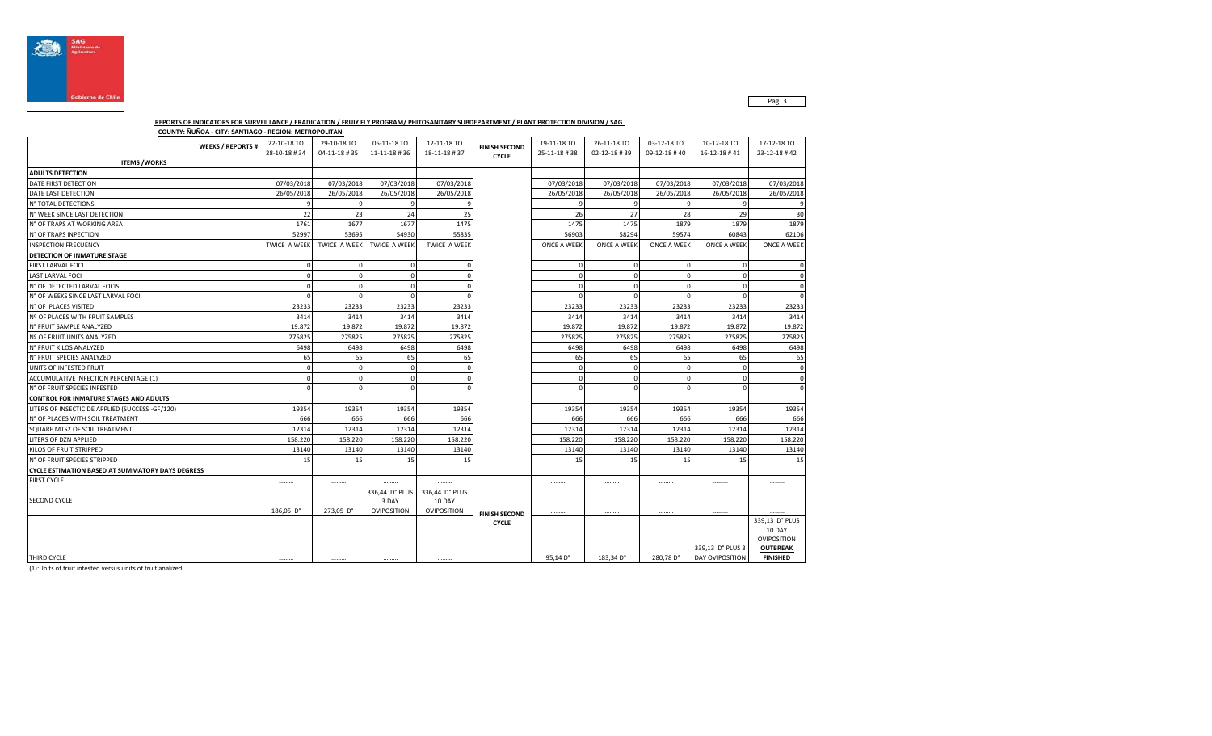**REPORTS OF INDICATORS FOR SURVEILLANCE / ERADICATION / FRUIY FLY PROGRAM/ PHITOSANITARY SUBDEPARTMENT / PLANT PROTECTION DIVISION / SAG**

**COUNTY: ÑUÑOA - CITY: SANTIAGO - REGION: METROPOLITAN**

| WEEKS / REPORTS # | 22-10-18 TO 28-10-18 # 34 | 29-10-18 TO 04-11-18 # 35 | 05-11-18 TO 11-11-18 # 36 | 12-11-18 TO 18-11-18 # 37 | FINISH SECOND CYCLE | 19-11-18 TO 25-11-18 # 38 | 26-11-18 TO 02-12-18 # 39 | 03-12-18 TO 09-12-18 # 40 | 10-12-18 TO 16-12-18 # 41 | 17-12-18 TO 23-12-18 # 42 |
|---|---|---|---|---|---|---|---|---|---|---|
| **ITEMS /WORKS** | | | | | | | | | | |
| **ADULTS DETECTION** | | | | | | | | | | |
| DATE FIRST DETECTION | 07/03/2018 | 07/03/2018 | 07/03/2018 | 07/03/2018 | | 07/03/2018 | 07/03/2018 | 07/03/2018 | 07/03/2018 | 07/03/2018 |
| DATE LAST DETECTION | 26/05/2018 | 26/05/2018 | 26/05/2018 | 26/05/2018 | | 26/05/2018 | 26/05/2018 | 26/05/2018 | 26/05/2018 | 26/05/2018 |
| N° TOTAL DETECTIONS | 9 | 9 | 9 | 9 | | 9 | 9 | 9 | 9 | 9 |
| N° WEEK SINCE LAST DETECTION | 22 | 23 | 24 | 25 | | 26 | 27 | 28 | 29 | 30 |
| N° OF TRAPS AT WORKING AREA | 1761 | 1677 | 1677 | 1475 | | 1475 | 1475 | 1879 | 1879 | 1879 |
| N° OF TRAPS INPECTION | 52997 | 53695 | 54930 | 55835 | | 56903 | 58294 | 59574 | 60843 | 62106 |
| INSPECTION FRECUENCY | TWICE A WEEK | TWICE A WEEK | TWICE A WEEK | TWICE A WEEK | | ONCE A WEEK | ONCE A WEEK | ONCE A WEEK | ONCE A WEEK | ONCE A WEEK |
| **DETECTION OF INMATURE STAGE** | | | | | | | | | | |
| FIRST LARVAL FOCI | 0 | 0 | 0 | 0 | | 0 | 0 | 0 | 0 | 0 |
| LAST LARVAL FOCI | 0 | 0 | 0 | 0 | | 0 | 0 | 0 | 0 | 0 |
| N° OF DETECTED LARVAL FOCIS | 0 | 0 | 0 | 0 | | 0 | 0 | 0 | 0 | 0 |
| N° OF WEEKS SINCE LAST LARVAL FOCI | 0 | 0 | 0 | 0 | | 0 | 0 | 0 | 0 | 0 |
| N° OF PLACES VISITED | 23233 | 23233 | 23233 | 23233 | | 23233 | 23233 | 23233 | 23233 | 23233 |
| Nº OF PLACES WITH FRUIT SAMPLES | 3414 | 3414 | 3414 | 3414 | | 3414 | 3414 | 3414 | 3414 | 3414 |
| N° FRUIT SAMPLE ANALYZED | 19.872 | 19.872 | 19.872 | 19.872 | | 19.872 | 19.872 | 19.872 | 19.872 | 19.872 |
| Nº OF FRUIT UNITS ANALYZED | 275825 | 275825 | 275825 | 275825 | | 275825 | 275825 | 275825 | 275825 | 275825 |
| N° FRUIT KILOS ANALYZED | 6498 | 6498 | 6498 | 6498 | | 6498 | 6498 | 6498 | 6498 | 6498 |
| N° FRUIT SPECIES ANALYZED | 65 | 65 | 65 | 65 | | 65 | 65 | 65 | 65 | 65 |
| UNITS OF INFESTED FRUIT | 0 | 0 | 0 | 0 | | 0 | 0 | 0 | 0 | 0 |
| ACCUMULATIVE INFECTION PERCENTAGE (1) | 0 | 0 | 0 | 0 | | 0 | 0 | 0 | 0 | 0 |
| N° OF FRUIT SPECIES INFESTED | 0 | 0 | 0 | 0 | | 0 | 0 | 0 | 0 | 0 |
| **CONTROL FOR INMATURE STAGES AND ADULTS** | | | | | | | | | | |
| LITERS OF INSECTICIDE APPLIED (SUCCESS -GF/120) | 19354 | 19354 | 19354 | 19354 | | 19354 | 19354 | 19354 | 19354 | 19354 |
| N° OF PLACES WITH SOIL TREATMENT | 666 | 666 | 666 | 666 | | 666 | 666 | 666 | 666 | 666 |
| SQUARE MTS2 OF SOIL TREATMENT | 12314 | 12314 | 12314 | 12314 | | 12314 | 12314 | 12314 | 12314 | 12314 |
| LITERS OF DZN APPLIED | 158.220 | 158.220 | 158.220 | 158.220 | | 158.220 | 158.220 | 158.220 | 158.220 | 158.220 |
| KILOS OF FRUIT STRIPPED | 13140 | 13140 | 13140 | 13140 | | 13140 | 13140 | 13140 | 13140 | 13140 |
| N° OF FRUIT SPECIES STRIPPED | 15 | 15 | 15 | 15 | | 15 | 15 | 15 | 15 | 15 |
| **CYCLE ESTIMATION BASED AT SUMMATORY DAYS DEGRESS** | | | | | | | | | | |
| FIRST CYCLE | ......... | ......... | ......... | ......... | | ......... | ......... | ......... | ......... | ......... |
| SECOND CYCLE | 186,05 D° | 273,05 D° | 336,44 D° PLUS 3 DAY OVIPOSITION | 336,44 D° PLUS 10 DAY OVIPOSITION | FINISH SECOND CYCLE | ......... | ......... | ......... | ......... | ......... |
| THIRD CYCLE | ......... | ......... | ......... | ......... | | 95,14 D° | 183,34 D° | 280,78 D° | 339,13 D° PLUS 3 DAY OVIPOSITION | 339,13 D° PLUS 10 DAY OVIPOSITION **OUTBREAK FINISHED** |

(1):Units of fruit infested versus units of fruit analized